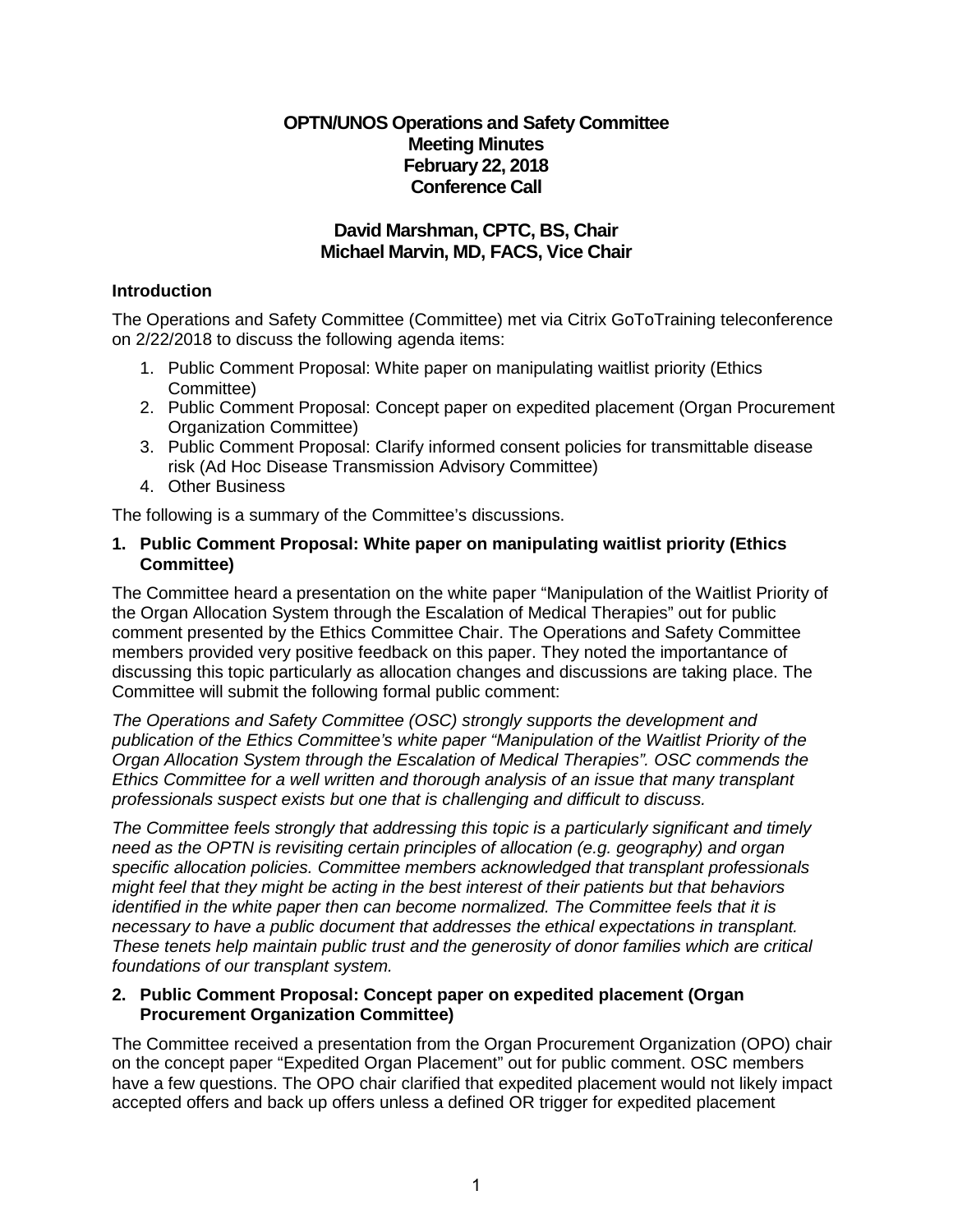# OPTN/UNOS Operations and Safety Committee
## Meeting Minutes
## February 22, 2018
## Conference Call

## David Marshman, CPTC, BS, Chair
## Michael Marvin, MD, FACS, Vice Chair

### Introduction

The Operations and Safety Committee (Committee) met via Citrix GoToTraining teleconference on 2/22/2018 to discuss the following agenda items:

1. Public Comment Proposal: White paper on manipulating waitlist priority (Ethics Committee)
2. Public Comment Proposal: Concept paper on expedited placement (Organ Procurement Organization Committee)
3. Public Comment Proposal: Clarify informed consent policies for transmittable disease risk (Ad Hoc Disease Transmission Advisory Committee)
4. Other Business

The following is a summary of the Committee's discussions.

### 1. Public Comment Proposal: White paper on manipulating waitlist priority (Ethics Committee)

The Committee heard a presentation on the white paper "Manipulation of the Waitlist Priority of the Organ Allocation System through the Escalation of Medical Therapies" out for public comment presented by the Ethics Committee Chair. The Operations and Safety Committee members provided very positive feedback on this paper. They noted the importantance of discussing this topic particularly as allocation changes and discussions are taking place. The Committee will submit the following formal public comment:

*The Operations and Safety Committee (OSC) strongly supports the development and publication of the Ethics Committee's white paper "Manipulation of the Waitlist Priority of the Organ Allocation System through the Escalation of Medical Therapies". OSC commends the Ethics Committee for a well written and thorough analysis of an issue that many transplant professionals suspect exists but one that is challenging and difficult to discuss.*

*The Committee feels strongly that addressing this topic is a particularly significant and timely need as the OPTN is revisiting certain principles of allocation (e.g. geography) and organ specific allocation policies. Committee members acknowledged that transplant professionals might feel that they might be acting in the best interest of their patients but that behaviors identified in the white paper then can become normalized. The Committee feels that it is necessary to have a public document that addresses the ethical expectations in transplant. These tenets help maintain public trust and the generosity of donor families which are critical foundations of our transplant system.*

### 2. Public Comment Proposal: Concept paper on expedited placement (Organ Procurement Organization Committee)

The Committee received a presentation from the Organ Procurement Organization (OPO) chair on the concept paper "Expedited Organ Placement" out for public comment. OSC members have a few questions. The OPO chair clarified that expedited placement would not likely impact accepted offers and back up offers unless a defined OR trigger for expedited placement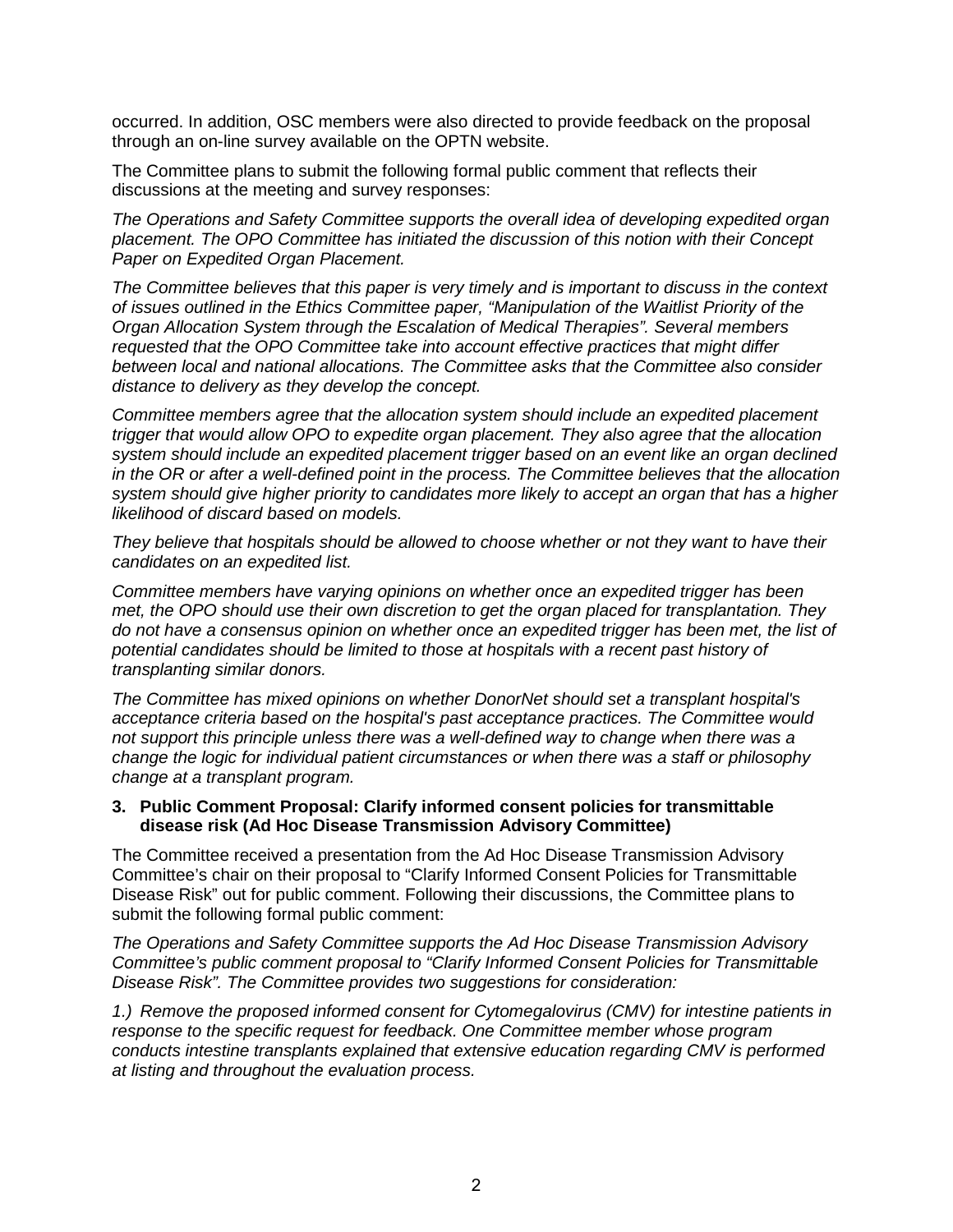occurred. In addition, OSC members were also directed to provide feedback on the proposal through an on-line survey available on the OPTN website.

The Committee plans to submit the following formal public comment that reflects their discussions at the meeting and survey responses:

*The Operations and Safety Committee supports the overall idea of developing expedited organ placement. The OPO Committee has initiated the discussion of this notion with their Concept Paper on Expedited Organ Placement.*

*The Committee believes that this paper is very timely and is important to discuss in the context of issues outlined in the Ethics Committee paper, "Manipulation of the Waitlist Priority of the Organ Allocation System through the Escalation of Medical Therapies". Several members requested that the OPO Committee take into account effective practices that might differ between local and national allocations. The Committee asks that the Committee also consider distance to delivery as they develop the concept.*

*Committee members agree that the allocation system should include an expedited placement trigger that would allow OPO to expedite organ placement. They also agree that the allocation system should include an expedited placement trigger based on an event like an organ declined in the OR or after a well-defined point in the process. The Committee believes that the allocation system should give higher priority to candidates more likely to accept an organ that has a higher likelihood of discard based on models.*

*They believe that hospitals should be allowed to choose whether or not they want to have their candidates on an expedited list.*

*Committee members have varying opinions on whether once an expedited trigger has been met, the OPO should use their own discretion to get the organ placed for transplantation. They do not have a consensus opinion on whether once an expedited trigger has been met, the list of potential candidates should be limited to those at hospitals with a recent past history of transplanting similar donors.*

*The Committee has mixed opinions on whether DonorNet should set a transplant hospital's acceptance criteria based on the hospital's past acceptance practices. The Committee would not support this principle unless there was a well-defined way to change when there was a change the logic for individual patient circumstances or when there was a staff or philosophy change at a transplant program.*

**3. Public Comment Proposal: Clarify informed consent policies for transmittable disease risk (Ad Hoc Disease Transmission Advisory Committee)**

The Committee received a presentation from the Ad Hoc Disease Transmission Advisory Committee's chair on their proposal to "Clarify Informed Consent Policies for Transmittable Disease Risk" out for public comment. Following their discussions, the Committee plans to submit the following formal public comment:

*The Operations and Safety Committee supports the Ad Hoc Disease Transmission Advisory Committee's public comment proposal to "Clarify Informed Consent Policies for Transmittable Disease Risk". The Committee provides two suggestions for consideration:*

*1.) Remove the proposed informed consent for Cytomegalovirus (CMV) for intestine patients in response to the specific request for feedback. One Committee member whose program conducts intestine transplants explained that extensive education regarding CMV is performed at listing and throughout the evaluation process.*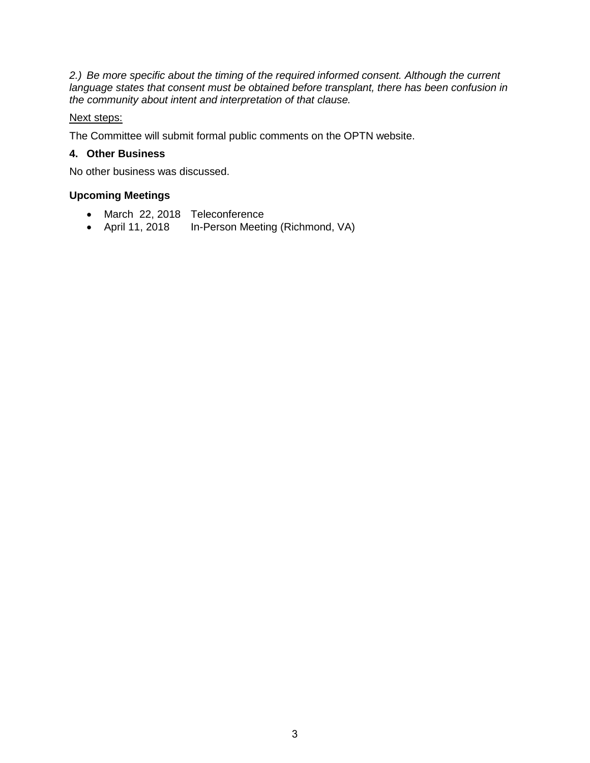*2.) Be more specific about the timing of the required informed consent. Although the current language states that consent must be obtained before transplant, there has been confusion in the community about intent and interpretation of that clause.*

Next steps:

The Committee will submit formal public comments on the OPTN website.

### 4. Other Business

No other business was discussed.

### Upcoming Meetings

- March 22, 2018 Teleconference
- April 11, 2018 In-Person Meeting (Richmond, VA)